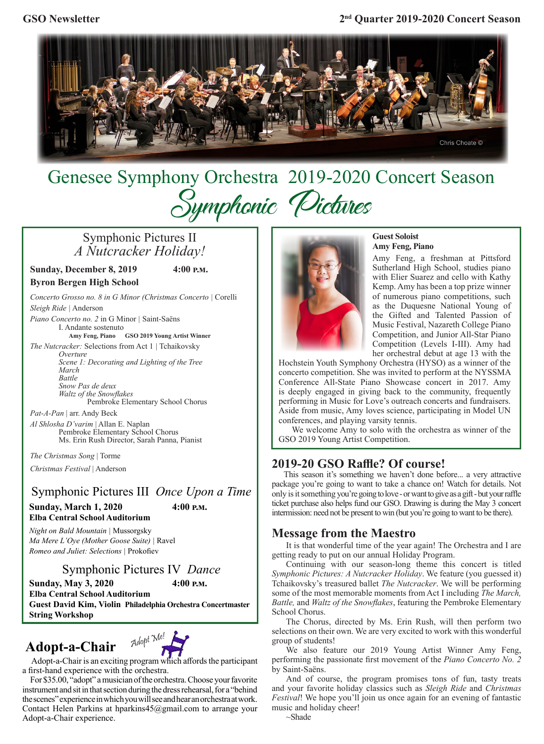GSO Newsletter

2nd Quarter 2019-2020 Concert Season

# Genesee Symphony Orchestra 2019-2020 Concert Season

## Symphonic Pictures

### Symphonic Pictures II
### *A Nutcracker Holiday!*

**Sunday, December 8, 2019 4:00 P.M.**
**Byron Bergen High School**

*Concerto Grosso no. 8 in G Minor (Christmas Concerto* | Corelli

*Sleigh Ride* | Anderson

*Piano Concerto no. 2* in G Minor | Saint-Saëns
I. Andante sostenuto
**Amy Feng, Piano GSO 2019 Young Artist Winner**

*The Nutcracker:* Selections from Act 1 | Tchaikovsky
*Overture*
*Scene 1: Decorating and Lighting of the Tree*
*March*
*Battle*
*Snow Pas de deux*
*Waltz of the Snowflakes*
Pembroke Elementary School Chorus

*Pat-A-Pan* | arr. Andy Beck

*Al Shlosha D'varim* | Allan E. Naplan
Pembroke Elementary School Chorus
Ms. Erin Rush Director, Sarah Panna, Pianist

*The Christmas Song* | Torme

*Christmas Festival* | Anderson

### Symphonic Pictures III *Once Upon a Time*

**Sunday, March 1, 2020 4:00 P.M.**
**Elba Central School Auditorium**

*Night on Bald Mountain* | Mussorgsky
*Ma Mere L'Oye (Mother Goose Suite)* | Ravel
*Romeo and Juliet: Selections* | Prokofiev

### Symphonic Pictures IV *Dance*

**Sunday, May 3, 2020 4:00 P.M.**
**Elba Central School Auditorium**
**Guest David Kim, Violin Philadelphia Orchestra Concertmaster**
**String Workshop**

## Adopt-a-Chair

*Adopt Me!*

Adopt-a-Chair is an exciting program which affords the participant a first-hand experience with the orchestra.

For $35.00, "adopt" a musician of the orchestra. Choose your favorite instrument and sit in that section during the dress rehearsal, for a "behind the scenes" experience in which you will see and hear an orchestra at work. Contact Helen Parkins at hparkins45@gmail.com to arrange your Adopt-a-Chair experience.

**Guest Soloist**
**Amy Feng, Piano**

Amy Feng, a freshman at Pittsford Sutherland High School, studies piano with Elier Suarez and cello with Kathy Kemp. Amy has been a top prize winner of numerous piano competitions, such as the Duquesne National Young of the Gifted and Talented Passion of Music Festival, Nazareth College Piano Competition, and Junior All-Star Piano Competition (Levels I-III). Amy had her orchestral debut at age 13 with the Hochstein Youth Symphony Orchestra (HYSO) as a winner of the concerto competition. She was invited to perform at the NYSSMA Conference All-State Piano Showcase concert in 2017. Amy is deeply engaged in giving back to the community, frequently performing in Music for Love's outreach concerts and fundraisers. Aside from music, Amy loves science, participating in Model UN conferences, and playing varsity tennis.

We welcome Amy to solo with the orchestra as winner of the GSO 2019 Young Artist Competition.

## 2019-20 GSO Raffle? Of course!

This season it's something we haven't done before... a very attractive package you're going to want to take a chance on! Watch for details. Not only is it something you're going to love - or want to give as a gift - but your raffle ticket purchase also helps fund our GSO. Drawing is during the May 3 concert intermission: need not be present to win (but you're going to want to be there).

## Message from the Maestro

It is that wonderful time of the year again! The Orchestra and I are getting ready to put on our annual Holiday Program.

Continuing with our season-long theme this concert is titled *Symphonic Pictures: A Nutcracker Holiday*. We feature (you guessed it) Tchaikovsky's treasured ballet *The Nutcracker*. We will be performing some of the most memorable moments from Act I including *The March, Battle,* and *Waltz of the Snowflakes*, featuring the Pembroke Elementary School Chorus.

The Chorus, directed by Ms. Erin Rush, will then perform two selections on their own. We are very excited to work with this wonderful group of students!

We also feature our 2019 Young Artist Winner Amy Feng, performing the passionate first movement of the *Piano Concerto No. 2* by Saint-Saëns.

And of course, the program promises tons of fun, tasty treats and your favorite holiday classics such as *Sleigh Ride* and *Christmas Festival*! We hope you'll join us once again for an evening of fantastic music and holiday cheer!

~Shade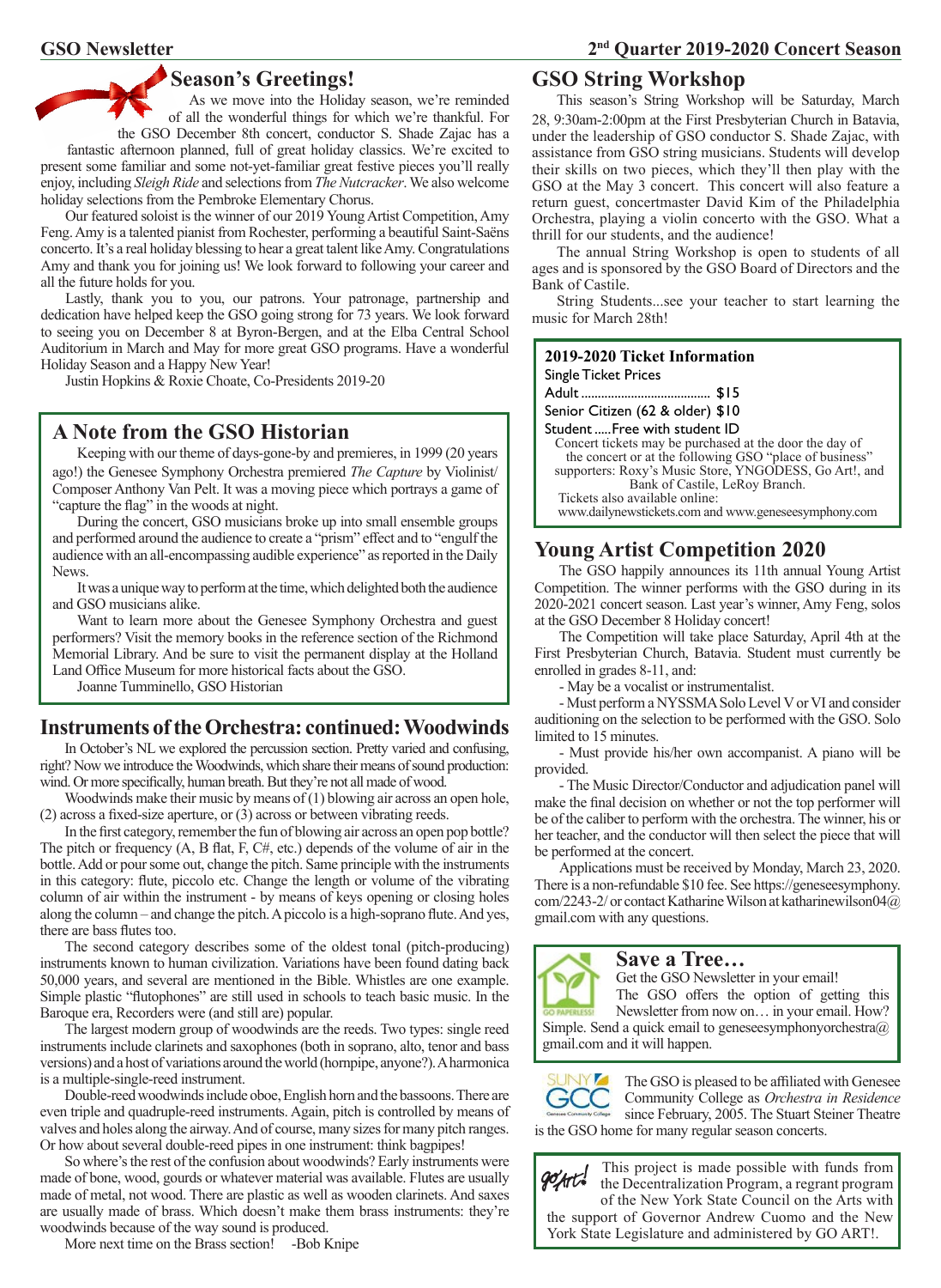## Season's Greetings!

As we move into the Holiday season, we're reminded of all the wonderful things for which we're thankful. For the GSO December 8th concert, conductor S. Shade Zajac has a fantastic afternoon planned, full of great holiday classics. We're excited to present some familiar and some not-yet-familiar great festive pieces you'll really enjoy, including *Sleigh Ride* and selections from *The Nutcracker*. We also welcome holiday selections from the Pembroke Elementary Chorus.

Our featured soloist is the winner of our 2019 Young Artist Competition, Amy Feng. Amy is a talented pianist from Rochester, performing a beautiful Saint-Saëns concerto. It's a real holiday blessing to hear a great talent like Amy. Congratulations Amy and thank you for joining us! We look forward to following your career and all the future holds for you.

Lastly, thank you to you, our patrons. Your patronage, partnership and dedication have helped keep the GSO going strong for 73 years. We look forward to seeing you on December 8 at Byron-Bergen, and at the Elba Central School Auditorium in March and May for more great GSO programs. Have a wonderful Holiday Season and a Happy New Year!

Justin Hopkins & Roxie Choate, Co-Presidents 2019-20

## A Note from the GSO Historian

Keeping with our theme of days-gone-by and premieres, in 1999 (20 years ago!) the Genesee Symphony Orchestra premiered *The Capture* by Violinist/ Composer Anthony Van Pelt. It was a moving piece which portrays a game of "capture the flag" in the woods at night.

During the concert, GSO musicians broke up into small ensemble groups and performed around the audience to create a "prism" effect and to "engulf the audience with an all-encompassing audible experience" as reported in the Daily News.

It was a unique way to perform at the time, which delighted both the audience and GSO musicians alike.

Want to learn more about the Genesee Symphony Orchestra and guest performers? Visit the memory books in the reference section of the Richmond Memorial Library. And be sure to visit the permanent display at the Holland Land Office Museum for more historical facts about the GSO.

Joanne Tumminello, GSO Historian

## Instruments of the Orchestra: continued: Woodwinds

In October's NL we explored the percussion section. Pretty varied and confusing, right? Now we introduce the Woodwinds, which share their means of sound production: wind. Or more specifically, human breath. But they're not all made of wood.

Woodwinds make their music by means of (1) blowing air across an open hole, (2) across a fixed-size aperture, or (3) across or between vibrating reeds.

In the first category, remember the fun of blowing air across an open pop bottle? The pitch or frequency (A, B flat, F, C#, etc.) depends of the volume of air in the bottle. Add or pour some out, change the pitch. Same principle with the instruments in this category: flute, piccolo etc. Change the length or volume of the vibrating column of air within the instrument - by means of keys opening or closing holes along the column – and change the pitch. A piccolo is a high-soprano flute. And yes, there are bass flutes too.

The second category describes some of the oldest tonal (pitch-producing) instruments known to human civilization. Variations have been found dating back 50,000 years, and several are mentioned in the Bible. Whistles are one example. Simple plastic "flutophones" are still used in schools to teach basic music. In the Baroque era, Recorders were (and still are) popular.

The largest modern group of woodwinds are the reeds. Two types: single reed instruments include clarinets and saxophones (both in soprano, alto, tenor and bass versions) and a host of variations around the world (hornpipe, anyone?). A harmonica is a multiple-single-reed instrument.

Double-reed woodwinds include oboe, English horn and the bassoons. There are even triple and quadruple-reed instruments. Again, pitch is controlled by means of valves and holes along the airway. And of course, many sizes for many pitch ranges. Or how about several double-reed pipes in one instrument: think bagpipes!

So where's the rest of the confusion about woodwinds? Early instruments were made of bone, wood, gourds or whatever material was available. Flutes are usually made of metal, not wood. There are plastic as well as wooden clarinets. And saxes are usually made of brass. Which doesn't make them brass instruments: they're woodwinds because of the way sound is produced.

More next time on the Brass section! -Bob Knipe

## GSO String Workshop

This season's String Workshop will be Saturday, March 28, 9:30am-2:00pm at the First Presbyterian Church in Batavia, under the leadership of GSO conductor S. Shade Zajac, with assistance from GSO string musicians. Students will develop their skills on two pieces, which they'll then play with the GSO at the May 3 concert. This concert will also feature a return guest, concertmaster David Kim of the Philadelphia Orchestra, playing a violin concerto with the GSO. What a thrill for our students, and the audience!

The annual String Workshop is open to students of all ages and is sponsored by the GSO Board of Directors and the Bank of Castile.

String Students...see your teacher to start learning the music for March 28th!

### 2019-2020 Ticket Information

Single Ticket Prices

Adult ........................................ $15

Senior Citizen (62 & older) $10

Student .....Free with student ID

Concert tickets may be purchased at the door the day of the concert or at the following GSO "place of business" supporters: Roxy's Music Store, YNGODESS, Go Art!, and Bank of Castile, LeRoy Branch.

Tickets also available online: www.dailynewstickets.com and www.geneseesymphony.com

## Young Artist Competition 2020

The GSO happily announces its 11th annual Young Artist Competition. The winner performs with the GSO during in its 2020-2021 concert season. Last year's winner, Amy Feng, solos at the GSO December 8 Holiday concert!

The Competition will take place Saturday, April 4th at the First Presbyterian Church, Batavia. Student must currently be enrolled in grades 8-11, and:

- May be a vocalist or instrumentalist.
- Must perform a NYSSMA Solo Level V or VI and consider auditioning on the selection to be performed with the GSO. Solo limited to 15 minutes.
- Must provide his/her own accompanist. A piano will be provided.
- The Music Director/Conductor and adjudication panel will make the final decision on whether or not the top performer will be of the caliber to perform with the orchestra. The winner, his or her teacher, and the conductor will then select the piece that will be performed at the concert.

Applications must be received by Monday, March 23, 2020. There is a non-refundable $10 fee. See https://geneseesymphony.com/2243-2/ or contact Katharine Wilson at katharinewilson04@gmail.com with any questions.

### Save a Tree…

Get the GSO Newsletter in your email!

The GSO offers the option of getting this Newsletter from now on… in your email. How? Simple. Send a quick email to geneseesymphonyorchestra@gmail.com and it will happen.

The GSO is pleased to be affiliated with Genesee Community College as *Orchestra in Residence* since February, 2005. The Stuart Steiner Theatre is the GSO home for many regular season concerts.

This project is made possible with funds from the Decentralization Program, a regrant program of the New York State Council on the Arts with the support of Governor Andrew Cuomo and the New York State Legislature and administered by GO ART!.